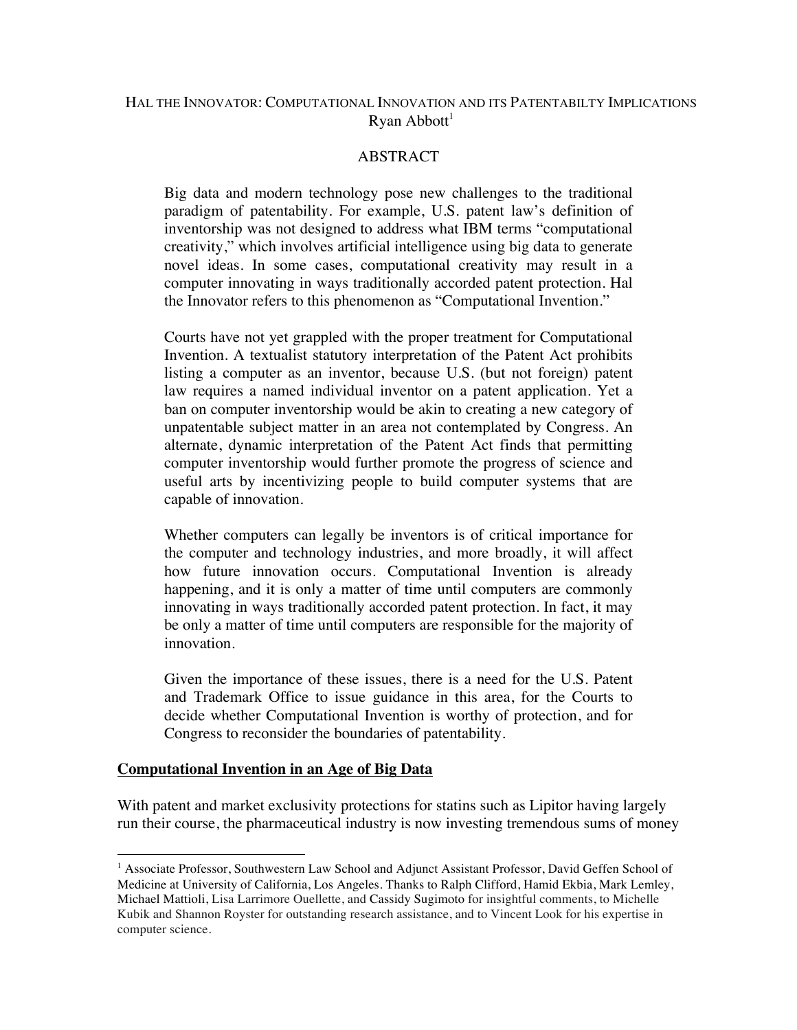# HAL THE INNOVATOR: COMPUTATIONAL INNOVATION AND ITS PATENTABILTY IMPLICATIONS

Ryan Abbott[1]

## ABSTRACT

Big data and modern technology pose new challenges to the traditional paradigm of patentability. For example, U.S. patent law's definition of inventorship was not designed to address what IBM terms "computational creativity," which involves artificial intelligence using big data to generate novel ideas. In some cases, computational creativity may result in a computer innovating in ways traditionally accorded patent protection. Hal the Innovator refers to this phenomenon as "Computational Invention."

Courts have not yet grappled with the proper treatment for Computational Invention. A textualist statutory interpretation of the Patent Act prohibits listing a computer as an inventor, because U.S. (but not foreign) patent law requires a named individual inventor on a patent application. Yet a ban on computer inventorship would be akin to creating a new category of unpatentable subject matter in an area not contemplated by Congress. An alternate, dynamic interpretation of the Patent Act finds that permitting computer inventorship would further promote the progress of science and useful arts by incentivizing people to build computer systems that are capable of innovation.

Whether computers can legally be inventors is of critical importance for the computer and technology industries, and more broadly, it will affect how future innovation occurs. Computational Invention is already happening, and it is only a matter of time until computers are commonly innovating in ways traditionally accorded patent protection. In fact, it may be only a matter of time until computers are responsible for the majority of innovation.

Given the importance of these issues, there is a need for the U.S. Patent and Trademark Office to issue guidance in this area, for the Courts to decide whether Computational Invention is worthy of protection, and for Congress to reconsider the boundaries of patentability.

## Computational Invention in an Age of Big Data

With patent and market exclusivity protections for statins such as Lipitor having largely run their course, the pharmaceutical industry is now investing tremendous sums of money

---

[1] Associate Professor, Southwestern Law School and Adjunct Assistant Professor, David Geffen School of Medicine at University of California, Los Angeles. Thanks to Ralph Clifford, Hamid Ekbia, Mark Lemley, Michael Mattioli, Lisa Larrimore Ouellette, and Cassidy Sugimoto for insightful comments, to Michelle Kubik and Shannon Royster for outstanding research assistance, and to Vincent Look for his expertise in computer science.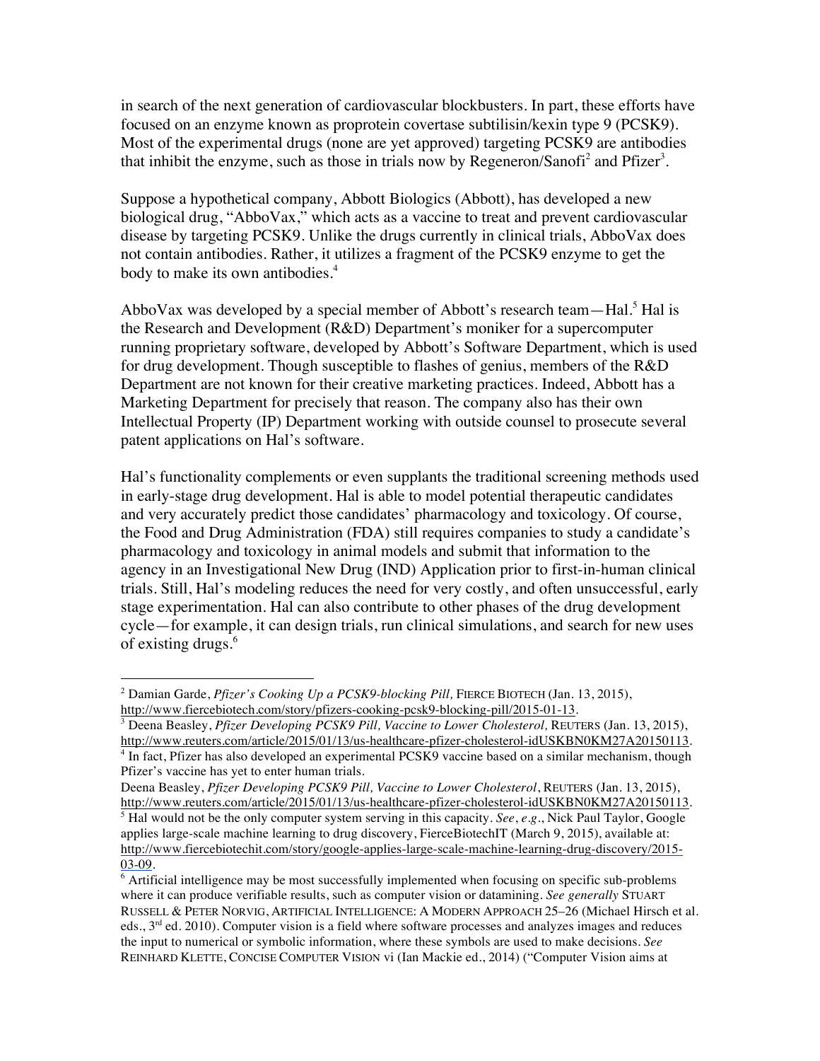in search of the next generation of cardiovascular blockbusters. In part, these efforts have focused on an enzyme known as proprotein covertase subtilisin/kexin type 9 (PCSK9). Most of the experimental drugs (none are yet approved) targeting PCSK9 are antibodies that inhibit the enzyme, such as those in trials now by Regeneron/Sanofi[2] and Pfizer[3].

Suppose a hypothetical company, Abbott Biologics (Abbott), has developed a new biological drug, "AbboVax," which acts as a vaccine to treat and prevent cardiovascular disease by targeting PCSK9. Unlike the drugs currently in clinical trials, AbboVax does not contain antibodies. Rather, it utilizes a fragment of the PCSK9 enzyme to get the body to make its own antibodies.[4]

AbboVax was developed by a special member of Abbott's research team—Hal.[5] Hal is the Research and Development (R&D) Department's moniker for a supercomputer running proprietary software, developed by Abbott's Software Department, which is used for drug development. Though susceptible to flashes of genius, members of the R&D Department are not known for their creative marketing practices. Indeed, Abbott has a Marketing Department for precisely that reason. The company also has their own Intellectual Property (IP) Department working with outside counsel to prosecute several patent applications on Hal's software.

Hal's functionality complements or even supplants the traditional screening methods used in early-stage drug development. Hal is able to model potential therapeutic candidates and very accurately predict those candidates' pharmacology and toxicology. Of course, the Food and Drug Administration (FDA) still requires companies to study a candidate's pharmacology and toxicology in animal models and submit that information to the agency in an Investigational New Drug (IND) Application prior to first-in-human clinical trials. Still, Hal's modeling reduces the need for very costly, and often unsuccessful, early stage experimentation. Hal can also contribute to other phases of the drug development cycle—for example, it can design trials, run clinical simulations, and search for new uses of existing drugs.[6]

---

[2] Damian Garde, *Pfizer's Cooking Up a PCSK9-blocking Pill,* FIERCE BIOTECH (Jan. 13, 2015), http://www.fiercebiotech.com/story/pfizers-cooking-pcsk9-blocking-pill/2015-01-13.

[3] Deena Beasley, *Pfizer Developing PCSK9 Pill, Vaccine to Lower Cholesterol,* REUTERS (Jan. 13, 2015), http://www.reuters.com/article/2015/01/13/us-healthcare-pfizer-cholesterol-idUSKBN0KM27A20150113.

[4] In fact, Pfizer has also developed an experimental PCSK9 vaccine based on a similar mechanism, though Pfizer's vaccine has yet to enter human trials.
Deena Beasley, *Pfizer Developing PCSK9 Pill, Vaccine to Lower Cholesterol*, REUTERS (Jan. 13, 2015), http://www.reuters.com/article/2015/01/13/us-healthcare-pfizer-cholesterol-idUSKBN0KM27A20150113.

[5] Hal would not be the only computer system serving in this capacity. *See*, *e.g*., Nick Paul Taylor, Google applies large-scale machine learning to drug discovery, FierceBiotechIT (March 9, 2015), available at: http://www.fiercebiotechit.com/story/google-applies-large-scale-machine-learning-drug-discovery/2015-03-09.

[6] Artificial intelligence may be most successfully implemented when focusing on specific sub-problems where it can produce verifiable results, such as computer vision or datamining. *See generally* STUART RUSSELL & PETER NORVIG, ARTIFICIAL INTELLIGENCE: A MODERN APPROACH 25–26 (Michael Hirsch et al. eds., 3rd ed. 2010). Computer vision is a field where software processes and analyzes images and reduces the input to numerical or symbolic information, where these symbols are used to make decisions. *See* REINHARD KLETTE, CONCISE COMPUTER VISION vi (Ian Mackie ed., 2014) ("Computer Vision aims at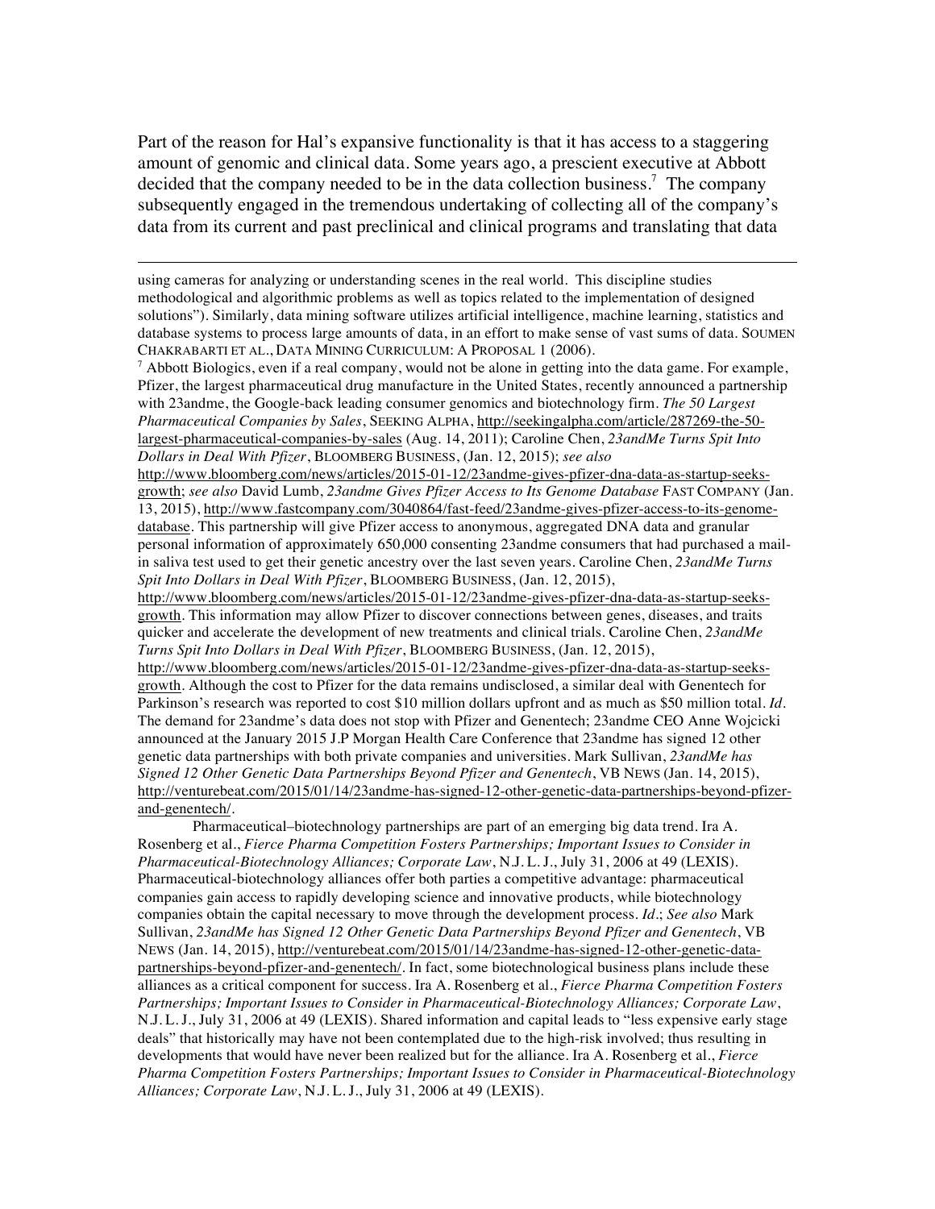Part of the reason for Hal's expansive functionality is that it has access to a staggering amount of genomic and clinical data. Some years ago, a prescient executive at Abbott decided that the company needed to be in the data collection business.[7] The company subsequently engaged in the tremendous undertaking of collecting all of the company's data from its current and past preclinical and clinical programs and translating that data

---

using cameras for analyzing or understanding scenes in the real world. This discipline studies methodological and algorithmic problems as well as topics related to the implementation of designed solutions"). Similarly, data mining software utilizes artificial intelligence, machine learning, statistics and database systems to process large amounts of data, in an effort to make sense of vast sums of data. SOUMEN CHAKRABARTI ET AL., DATA MINING CURRICULUM: A PROPOSAL 1 (2006).

[7] Abbott Biologics, even if a real company, would not be alone in getting into the data game. For example, Pfizer, the largest pharmaceutical drug manufacture in the United States, recently announced a partnership with 23andme, the Google-back leading consumer genomics and biotechnology firm. *The 50 Largest Pharmaceutical Companies by Sales*, SEEKING ALPHA, http://seekingalpha.com/article/287269-the-50-largest-pharmaceutical-companies-by-sales (Aug. 14, 2011); Caroline Chen, *23andMe Turns Spit Into Dollars in Deal With Pfizer*, BLOOMBERG BUSINESS, (Jan. 12, 2015); *see also* http://www.bloomberg.com/news/articles/2015-01-12/23andme-gives-pfizer-dna-data-as-startup-seeks-growth; *see also* David Lumb, *23andme Gives Pfizer Access to Its Genome Database* FAST COMPANY (Jan. 13, 2015), http://www.fastcompany.com/3040864/fast-feed/23andme-gives-pfizer-access-to-its-genome-database. This partnership will give Pfizer access to anonymous, aggregated DNA data and granular personal information of approximately 650,000 consenting 23andme consumers that had purchased a mail-in saliva test used to get their genetic ancestry over the last seven years. Caroline Chen, *23andMe Turns Spit Into Dollars in Deal With Pfizer*, BLOOMBERG BUSINESS, (Jan. 12, 2015), http://www.bloomberg.com/news/articles/2015-01-12/23andme-gives-pfizer-dna-data-as-startup-seeks-growth. This information may allow Pfizer to discover connections between genes, diseases, and traits quicker and accelerate the development of new treatments and clinical trials. Caroline Chen, *23andMe Turns Spit Into Dollars in Deal With Pfizer*, BLOOMBERG BUSINESS, (Jan. 12, 2015), http://www.bloomberg.com/news/articles/2015-01-12/23andme-gives-pfizer-dna-data-as-startup-seeks-growth. Although the cost to Pfizer for the data remains undisclosed, a similar deal with Genentech for Parkinson's research was reported to cost $10 million dollars upfront and as much as $50 million total. *Id*. The demand for 23andme's data does not stop with Pfizer and Genentech; 23andme CEO Anne Wojcicki announced at the January 2015 J.P Morgan Health Care Conference that 23andme has signed 12 other genetic data partnerships with both private companies and universities. Mark Sullivan, *23andMe has Signed 12 Other Genetic Data Partnerships Beyond Pfizer and Genentech*, VB NEWS (Jan. 14, 2015), http://venturebeat.com/2015/01/14/23andme-has-signed-12-other-genetic-data-partnerships-beyond-pfizer-and-genentech/.

Pharmaceutical–biotechnology partnerships are part of an emerging big data trend. Ira A. Rosenberg et al., *Fierce Pharma Competition Fosters Partnerships; Important Issues to Consider in Pharmaceutical-Biotechnology Alliances; Corporate Law*, N.J. L. J., July 31, 2006 at 49 (LEXIS). Pharmaceutical-biotechnology alliances offer both parties a competitive advantage: pharmaceutical companies gain access to rapidly developing science and innovative products, while biotechnology companies obtain the capital necessary to move through the development process. *Id*.; *See also* Mark Sullivan, *23andMe has Signed 12 Other Genetic Data Partnerships Beyond Pfizer and Genentech*, VB NEWS (Jan. 14, 2015), http://venturebeat.com/2015/01/14/23andme-has-signed-12-other-genetic-data-partnerships-beyond-pfizer-and-genentech/. In fact, some biotechnological business plans include these alliances as a critical component for success. Ira A. Rosenberg et al., *Fierce Pharma Competition Fosters Partnerships; Important Issues to Consider in Pharmaceutical-Biotechnology Alliances; Corporate Law*, N.J. L. J., July 31, 2006 at 49 (LEXIS). Shared information and capital leads to "less expensive early stage deals" that historically may have not been contemplated due to the high-risk involved; thus resulting in developments that would have never been realized but for the alliance. Ira A. Rosenberg et al., *Fierce Pharma Competition Fosters Partnerships; Important Issues to Consider in Pharmaceutical-Biotechnology Alliances; Corporate Law*, N.J. L. J., July 31, 2006 at 49 (LEXIS).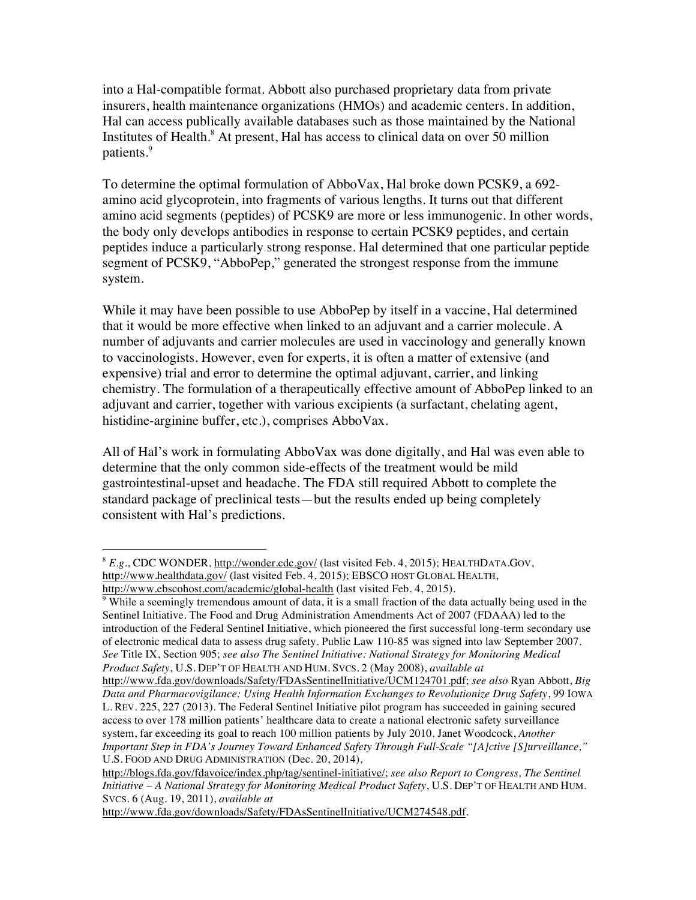into a Hal-compatible format. Abbott also purchased proprietary data from private insurers, health maintenance organizations (HMOs) and academic centers. In addition, Hal can access publically available databases such as those maintained by the National Institutes of Health.[8] At present, Hal has access to clinical data on over 50 million patients.[9]

To determine the optimal formulation of AbboVax, Hal broke down PCSK9, a 692-amino acid glycoprotein, into fragments of various lengths. It turns out that different amino acid segments (peptides) of PCSK9 are more or less immunogenic. In other words, the body only develops antibodies in response to certain PCSK9 peptides, and certain peptides induce a particularly strong response. Hal determined that one particular peptide segment of PCSK9, "AbboPep," generated the strongest response from the immune system.

While it may have been possible to use AbboPep by itself in a vaccine, Hal determined that it would be more effective when linked to an adjuvant and a carrier molecule. A number of adjuvants and carrier molecules are used in vaccinology and generally known to vaccinologists. However, even for experts, it is often a matter of extensive (and expensive) trial and error to determine the optimal adjuvant, carrier, and linking chemistry. The formulation of a therapeutically effective amount of AbboPep linked to an adjuvant and carrier, together with various excipients (a surfactant, chelating agent, histidine-arginine buffer, etc.), comprises AbboVax.

All of Hal's work in formulating AbboVax was done digitally, and Hal was even able to determine that the only common side-effects of the treatment would be mild gastrointestinal-upset and headache. The FDA still required Abbott to complete the standard package of preclinical tests—but the results ended up being completely consistent with Hal's predictions.

---

[8] *E.g.*, CDC WONDER, http://wonder.cdc.gov/ (last visited Feb. 4, 2015); HEALTHDATA.GOV, http://www.healthdata.gov/ (last visited Feb. 4, 2015); EBSCO HOST GLOBAL HEALTH, http://www.ebscohost.com/academic/global-health (last visited Feb. 4, 2015).

[9] While a seemingly tremendous amount of data, it is a small fraction of the data actually being used in the Sentinel Initiative. The Food and Drug Administration Amendments Act of 2007 (FDAAA) led to the introduction of the Federal Sentinel Initiative, which pioneered the first successful long-term secondary use of electronic medical data to assess drug safety. Public Law 110-85 was signed into law September 2007. *See* Title IX, Section 905; *see also The Sentinel Initiative: National Strategy for Monitoring Medical Product Safety*, U.S. DEP'T OF HEALTH AND HUM. SVCS. 2 (May 2008), *available at* http://www.fda.gov/downloads/Safety/FDAsSentinelInitiative/UCM124701.pdf; *see also* Ryan Abbott, *Big Data and Pharmacovigilance: Using Health Information Exchanges to Revolutionize Drug Safety*, 99 IOWA L. REV. 225, 227 (2013). The Federal Sentinel Initiative pilot program has succeeded in gaining secured access to over 178 million patients' healthcare data to create a national electronic safety surveillance system, far exceeding its goal to reach 100 million patients by July 2010. Janet Woodcock, *Another Important Step in FDA's Journey Toward Enhanced Safety Through Full-Scale "[A]ctive [S]urveillance,"* U.S. FOOD AND DRUG ADMINISTRATION (Dec. 20, 2014), http://blogs.fda.gov/fdavoice/index.php/tag/sentinel-initiative/; *see also Report to Congress, The Sentinel Initiative – A National Strategy for Monitoring Medical Product Safety*, U.S. DEP'T OF HEALTH AND HUM. SVCS. 6 (Aug. 19, 2011), *available at* http://www.fda.gov/downloads/Safety/FDAsSentinelInitiative/UCM274548.pdf.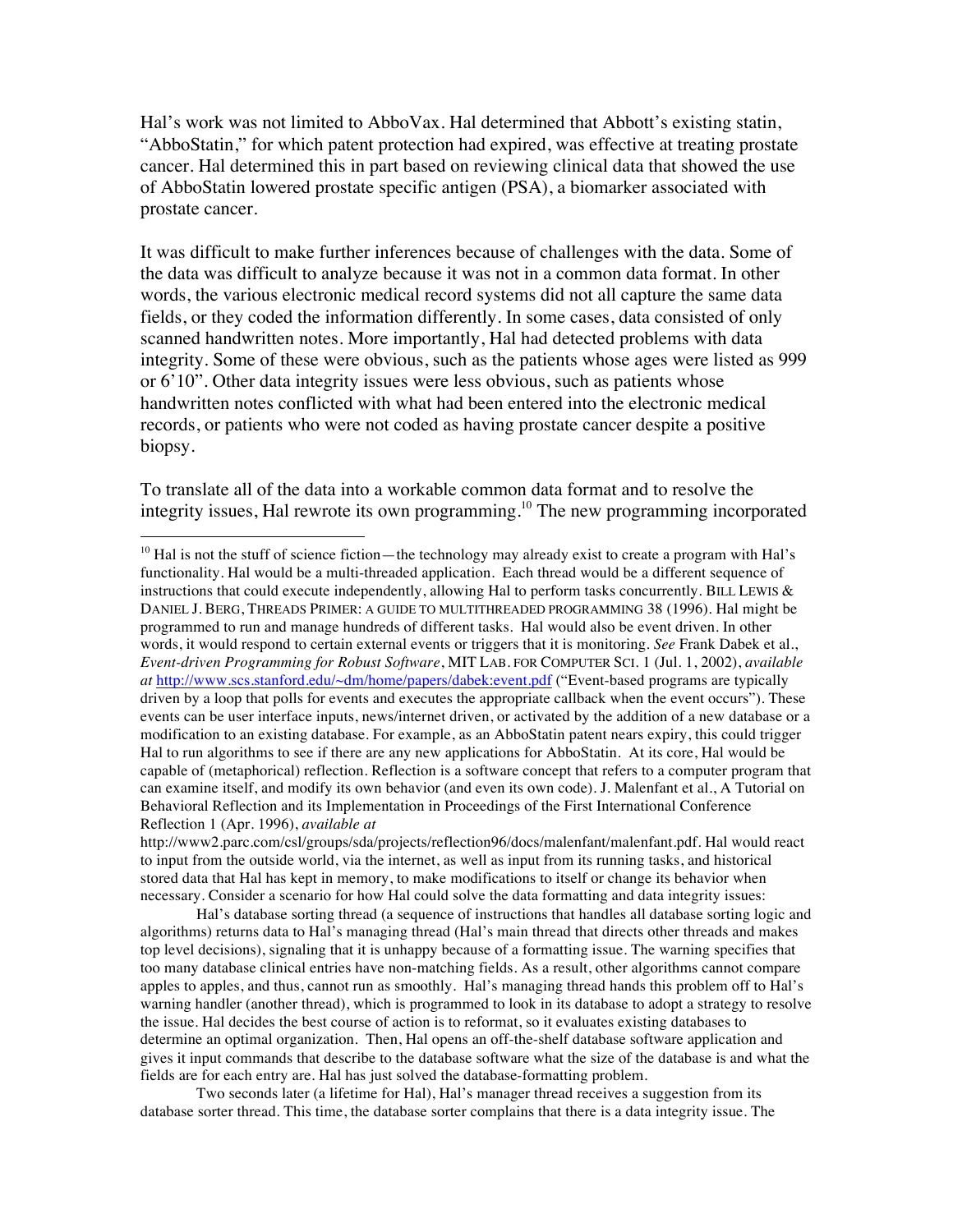Hal's work was not limited to AbboVax. Hal determined that Abbott's existing statin, "AbboStatin," for which patent protection had expired, was effective at treating prostate cancer. Hal determined this in part based on reviewing clinical data that showed the use of AbboStatin lowered prostate specific antigen (PSA), a biomarker associated with prostate cancer.

It was difficult to make further inferences because of challenges with the data. Some of the data was difficult to analyze because it was not in a common data format. In other words, the various electronic medical record systems did not all capture the same data fields, or they coded the information differently. In some cases, data consisted of only scanned handwritten notes. More importantly, Hal had detected problems with data integrity. Some of these were obvious, such as the patients whose ages were listed as 999 or 6'10". Other data integrity issues were less obvious, such as patients whose handwritten notes conflicted with what had been entered into the electronic medical records, or patients who were not coded as having prostate cancer despite a positive biopsy.

To translate all of the data into a workable common data format and to resolve the integrity issues, Hal rewrote its own programming.[10] The new programming incorporated

---

[10] Hal is not the stuff of science fiction—the technology may already exist to create a program with Hal's functionality. Hal would be a multi-threaded application. Each thread would be a different sequence of instructions that could execute independently, allowing Hal to perform tasks concurrently. BILL LEWIS & DANIEL J. BERG, THREADS PRIMER: A GUIDE TO MULTITHREADED PROGRAMMING 38 (1996). Hal might be programmed to run and manage hundreds of different tasks. Hal would also be event driven. In other words, it would respond to certain external events or triggers that it is monitoring. *See* Frank Dabek et al., *Event-driven Programming for Robust Software*, MIT LAB. FOR COMPUTER SCI. 1 (Jul. 1, 2002), *available at* http://www.scs.stanford.edu/~dm/home/papers/dabek:event.pdf ("Event-based programs are typically driven by a loop that polls for events and executes the appropriate callback when the event occurs"). These events can be user interface inputs, news/internet driven, or activated by the addition of a new database or a modification to an existing database. For example, as an AbboStatin patent nears expiry, this could trigger Hal to run algorithms to see if there are any new applications for AbboStatin. At its core, Hal would be capable of (metaphorical) reflection. Reflection is a software concept that refers to a computer program that can examine itself, and modify its own behavior (and even its own code). J. Malenfant et al., A Tutorial on Behavioral Reflection and its Implementation in Proceedings of the First International Conference Reflection 1 (Apr. 1996), *available at* http://www2.parc.com/csl/groups/sda/projects/reflection96/docs/malenfant/malenfant.pdf. Hal would react to input from the outside world, via the internet, as well as input from its running tasks, and historical stored data that Hal has kept in memory, to make modifications to itself or change its behavior when necessary. Consider a scenario for how Hal could solve the data formatting and data integrity issues:

Hal's database sorting thread (a sequence of instructions that handles all database sorting logic and algorithms) returns data to Hal's managing thread (Hal's main thread that directs other threads and makes top level decisions), signaling that it is unhappy because of a formatting issue. The warning specifies that too many database clinical entries have non-matching fields. As a result, other algorithms cannot compare apples to apples, and thus, cannot run as smoothly. Hal's managing thread hands this problem off to Hal's warning handler (another thread), which is programmed to look in its database to adopt a strategy to resolve the issue. Hal decides the best course of action is to reformat, so it evaluates existing databases to determine an optimal organization. Then, Hal opens an off-the-shelf database software application and gives it input commands that describe to the database software what the size of the database is and what the fields are for each entry are. Hal has just solved the database-formatting problem.

Two seconds later (a lifetime for Hal), Hal's manager thread receives a suggestion from its database sorter thread. This time, the database sorter complains that there is a data integrity issue. The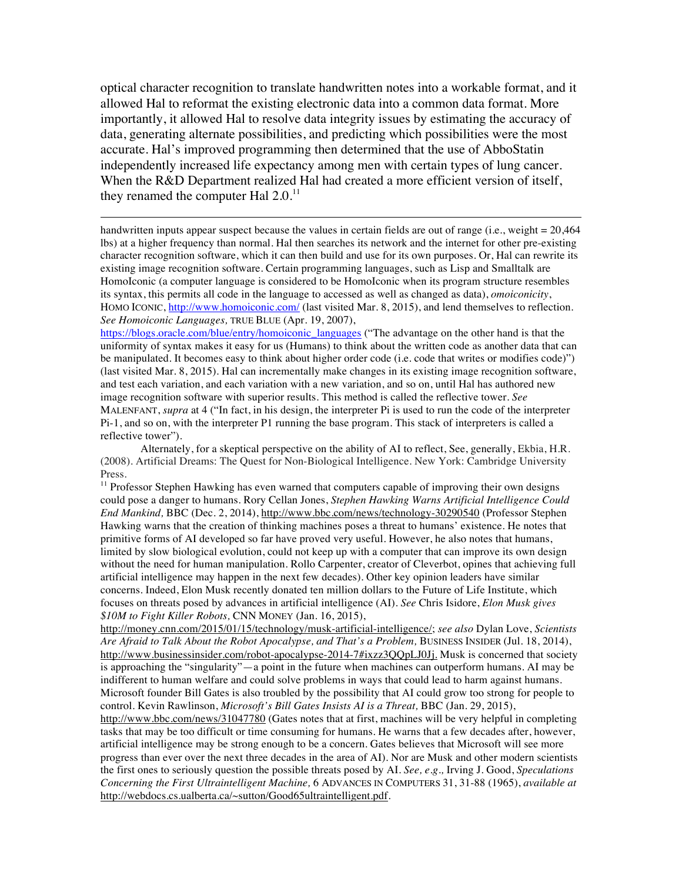optical character recognition to translate handwritten notes into a workable format, and it allowed Hal to reformat the existing electronic data into a common data format. More importantly, it allowed Hal to resolve data integrity issues by estimating the accuracy of data, generating alternate possibilities, and predicting which possibilities were the most accurate. Hal's improved programming then determined that the use of AbboStatin independently increased life expectancy among men with certain types of lung cancer. When the R&D Department realized Hal had created a more efficient version of itself, they renamed the computer Hal 2.0.[11]

---

handwritten inputs appear suspect because the values in certain fields are out of range (i.e., weight = 20,464 lbs) at a higher frequency than normal. Hal then searches its network and the internet for other pre-existing character recognition software, which it can then build and use for its own purposes. Or, Hal can rewrite its existing image recognition software. Certain programming languages, such as Lisp and Smalltalk are HomoIconic (a computer language is considered to be HomoIconic when its program structure resembles its syntax, this permits all code in the language to accessed as well as changed as data), *omoiconicity*, HOMO ICONIC, http://www.homoiconic.com/ (last visited Mar. 8, 2015), and lend themselves to reflection. *See Homoiconic Languages,* TRUE BLUE (Apr. 19, 2007), https://blogs.oracle.com/blue/entry/homoiconic_languages ("The advantage on the other hand is that the uniformity of syntax makes it easy for us (Humans) to think about the written code as another data that can be manipulated. It becomes easy to think about higher order code (i.e. code that writes or modifies code)") (last visited Mar. 8, 2015). Hal can incrementally make changes in its existing image recognition software, and test each variation, and each variation with a new variation, and so on, until Hal has authored new image recognition software with superior results. This method is called the reflective tower. *See* MALENFANT, *supra* at 4 ("In fact, in his design, the interpreter Pi is used to run the code of the interpreter Pi-1, and so on, with the interpreter P1 running the base program. This stack of interpreters is called a reflective tower").

Alternately, for a skeptical perspective on the ability of AI to reflect, See, generally, Ekbia, H.R. (2008). Artificial Dreams: The Quest for Non-Biological Intelligence. New York: Cambridge University Press.

[11] Professor Stephen Hawking has even warned that computers capable of improving their own designs could pose a danger to humans. Rory Cellan Jones, *Stephen Hawking Warns Artificial Intelligence Could End Mankind,* BBC (Dec. 2, 2014), http://www.bbc.com/news/technology-30290540 (Professor Stephen Hawking warns that the creation of thinking machines poses a threat to humans' existence. He notes that primitive forms of AI developed so far have proved very useful. However, he also notes that humans, limited by slow biological evolution, could not keep up with a computer that can improve its own design without the need for human manipulation. Rollo Carpenter, creator of Cleverbot, opines that achieving full artificial intelligence may happen in the next few decades). Other key opinion leaders have similar concerns. Indeed, Elon Musk recently donated ten million dollars to the Future of Life Institute, which focuses on threats posed by advances in artificial intelligence (AI). *See* Chris Isidore, *Elon Musk gives $10M to Fight Killer Robots,* CNN MONEY (Jan. 16, 2015), http://money.cnn.com/2015/01/15/technology/musk-artificial-intelligence/; *see also* Dylan Love, *Scientists Are Afraid to Talk About the Robot Apocalypse, and That's a Problem,* BUSINESS INSIDER (Jul. 18, 2014), http://www.businessinsider.com/robot-apocalypse-2014-7#ixzz3QQpLJ0Jj. Musk is concerned that society is approaching the "singularity"—a point in the future when machines can outperform humans. AI may be indifferent to human welfare and could solve problems in ways that could lead to harm against humans. Microsoft founder Bill Gates is also troubled by the possibility that AI could grow too strong for people to control. Kevin Rawlinson, *Microsoft's Bill Gates Insists AI is a Threat,* BBC (Jan. 29, 2015), http://www.bbc.com/news/31047780 (Gates notes that at first, machines will be very helpful in completing tasks that may be too difficult or time consuming for humans. He warns that a few decades after, however, artificial intelligence may be strong enough to be a concern. Gates believes that Microsoft will see more progress than ever over the next three decades in the area of AI). Nor are Musk and other modern scientists the first ones to seriously question the possible threats posed by AI. *See, e.g.,* Irving J. Good, *Speculations Concerning the First Ultraintelligent Machine,* 6 ADVANCES IN COMPUTERS 31, 31-88 (1965), *available at* http://webdocs.cs.ualberta.ca/~sutton/Good65ultraintelligent.pdf.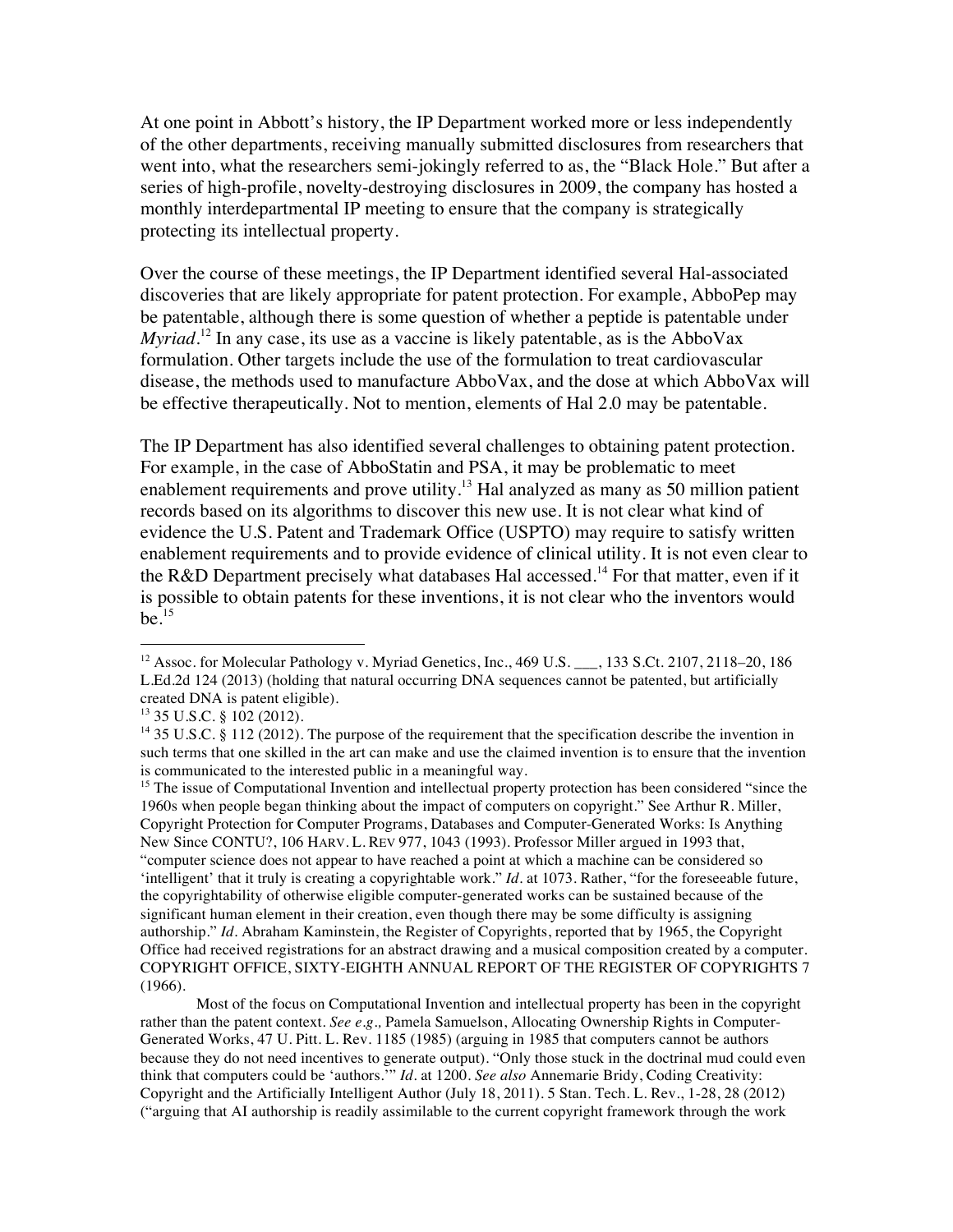At one point in Abbott's history, the IP Department worked more or less independently of the other departments, receiving manually submitted disclosures from researchers that went into, what the researchers semi-jokingly referred to as, the "Black Hole." But after a series of high-profile, novelty-destroying disclosures in 2009, the company has hosted a monthly interdepartmental IP meeting to ensure that the company is strategically protecting its intellectual property.

Over the course of these meetings, the IP Department identified several Hal-associated discoveries that are likely appropriate for patent protection. For example, AbboPep may be patentable, although there is some question of whether a peptide is patentable under *Myriad*.[12] In any case, its use as a vaccine is likely patentable, as is the AbboVax formulation. Other targets include the use of the formulation to treat cardiovascular disease, the methods used to manufacture AbboVax, and the dose at which AbboVax will be effective therapeutically. Not to mention, elements of Hal 2.0 may be patentable.

The IP Department has also identified several challenges to obtaining patent protection. For example, in the case of AbboStatin and PSA, it may be problematic to meet enablement requirements and prove utility.[13] Hal analyzed as many as 50 million patient records based on its algorithms to discover this new use. It is not clear what kind of evidence the U.S. Patent and Trademark Office (USPTO) may require to satisfy written enablement requirements and to provide evidence of clinical utility. It is not even clear to the R&D Department precisely what databases Hal accessed.[14] For that matter, even if it is possible to obtain patents for these inventions, it is not clear who the inventors would be.[15]

---

[12] Assoc. for Molecular Pathology v. Myriad Genetics, Inc., 469 U.S. ___, 133 S.Ct. 2107, 2118–20, 186 L.Ed.2d 124 (2013) (holding that natural occurring DNA sequences cannot be patented, but artificially created DNA is patent eligible).

[13] 35 U.S.C. § 102 (2012).

[14] 35 U.S.C. § 112 (2012). The purpose of the requirement that the specification describe the invention in such terms that one skilled in the art can make and use the claimed invention is to ensure that the invention is communicated to the interested public in a meaningful way.

[15] The issue of Computational Invention and intellectual property protection has been considered "since the 1960s when people began thinking about the impact of computers on copyright." See Arthur R. Miller, Copyright Protection for Computer Programs, Databases and Computer-Generated Works: Is Anything New Since CONTU?, 106 HARV. L. REV 977, 1043 (1993). Professor Miller argued in 1993 that, "computer science does not appear to have reached a point at which a machine can be considered so 'intelligent' that it truly is creating a copyrightable work." *Id*. at 1073. Rather, "for the foreseeable future, the copyrightability of otherwise eligible computer-generated works can be sustained because of the significant human element in their creation, even though there may be some difficulty is assigning authorship." *Id*. Abraham Kaminstein, the Register of Copyrights, reported that by 1965, the Copyright Office had received registrations for an abstract drawing and a musical composition created by a computer. COPYRIGHT OFFICE, SIXTY-EIGHTH ANNUAL REPORT OF THE REGISTER OF COPYRIGHTS 7 (1966).

Most of the focus on Computational Invention and intellectual property has been in the copyright rather than the patent context. *See e.g.,* Pamela Samuelson, Allocating Ownership Rights in Computer-Generated Works, 47 U. Pitt. L. Rev. 1185 (1985) (arguing in 1985 that computers cannot be authors because they do not need incentives to generate output). "Only those stuck in the doctrinal mud could even think that computers could be 'authors.'" *Id*. at 1200. *See also* Annemarie Bridy, Coding Creativity: Copyright and the Artificially Intelligent Author (July 18, 2011). 5 Stan. Tech. L. Rev., 1-28, 28 (2012) ("arguing that AI authorship is readily assimilable to the current copyright framework through the work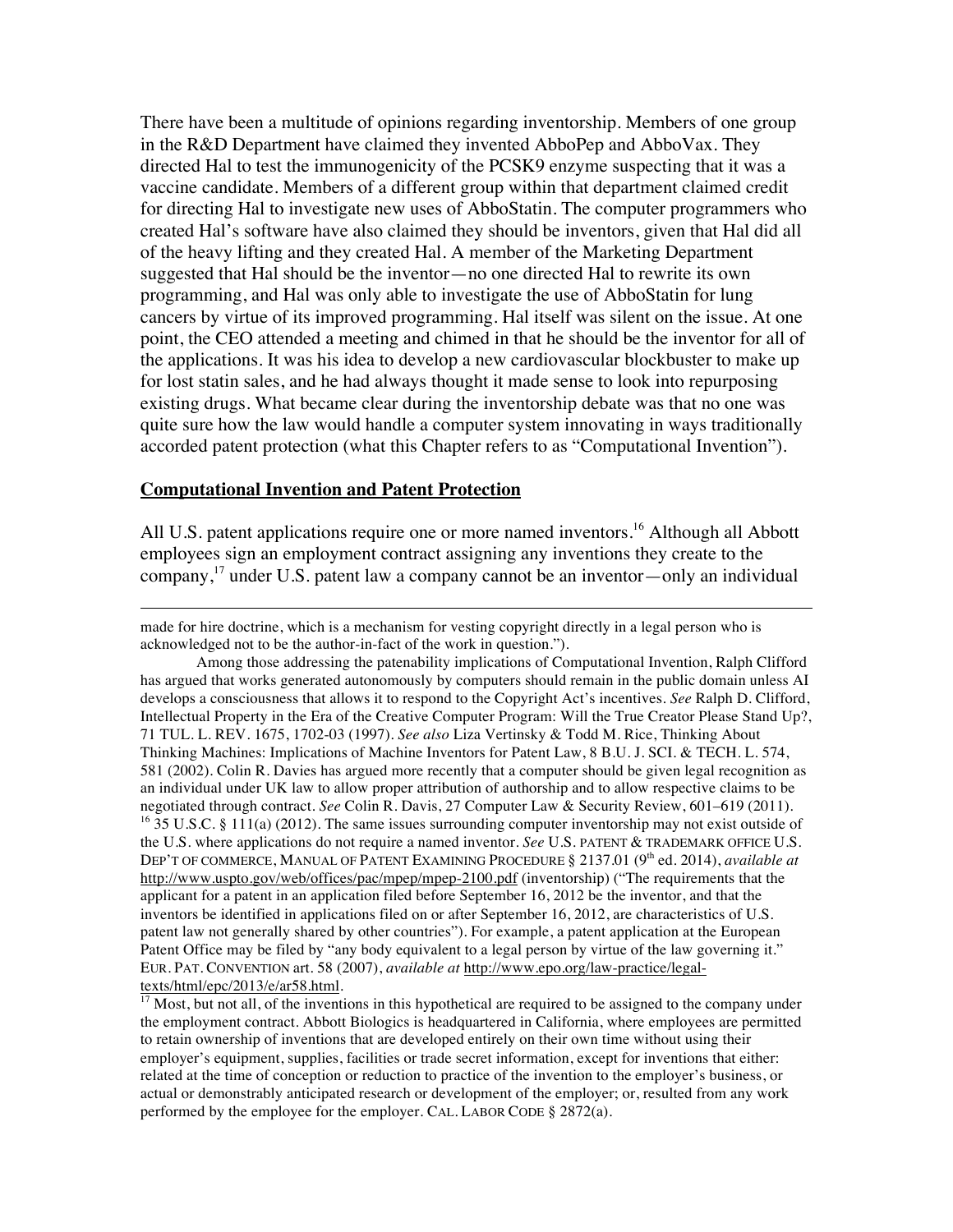There have been a multitude of opinions regarding inventorship. Members of one group in the R&D Department have claimed they invented AbboPep and AbboVax. They directed Hal to test the immunogenicity of the PCSK9 enzyme suspecting that it was a vaccine candidate. Members of a different group within that department claimed credit for directing Hal to investigate new uses of AbboStatin. The computer programmers who created Hal's software have also claimed they should be inventors, given that Hal did all of the heavy lifting and they created Hal. A member of the Marketing Department suggested that Hal should be the inventor—no one directed Hal to rewrite its own programming, and Hal was only able to investigate the use of AbboStatin for lung cancers by virtue of its improved programming. Hal itself was silent on the issue. At one point, the CEO attended a meeting and chimed in that he should be the inventor for all of the applications. It was his idea to develop a new cardiovascular blockbuster to make up for lost statin sales, and he had always thought it made sense to look into repurposing existing drugs. What became clear during the inventorship debate was that no one was quite sure how the law would handle a computer system innovating in ways traditionally accorded patent protection (what this Chapter refers to as "Computational Invention").

## Computational Invention and Patent Protection

All U.S. patent applications require one or more named inventors.[16] Although all Abbott employees sign an employment contract assigning any inventions they create to the company,[17] under U.S. patent law a company cannot be an inventor—only an individual

---

made for hire doctrine, which is a mechanism for vesting copyright directly in a legal person who is acknowledged not to be the author-in-fact of the work in question.").

Among those addressing the patenability implications of Computational Invention, Ralph Clifford has argued that works generated autonomously by computers should remain in the public domain unless AI develops a consciousness that allows it to respond to the Copyright Act's incentives. *See* Ralph D. Clifford, Intellectual Property in the Era of the Creative Computer Program: Will the True Creator Please Stand Up?, 71 TUL. L. REV. 1675, 1702-03 (1997). *See also* Liza Vertinsky & Todd M. Rice, Thinking About Thinking Machines: Implications of Machine Inventors for Patent Law, 8 B.U. J. SCI. & TECH. L. 574, 581 (2002). Colin R. Davies has argued more recently that a computer should be given legal recognition as an individual under UK law to allow proper attribution of authorship and to allow respective claims to be negotiated through contract. *See* Colin R. Davis, 27 Computer Law & Security Review, 601–619 (2011).

[16] 35 U.S.C. § 111(a) (2012). The same issues surrounding computer inventorship may not exist outside of the U.S. where applications do not require a named inventor. *See* U.S. PATENT & TRADEMARK OFFICE U.S. DEP'T OF COMMERCE, MANUAL OF PATENT EXAMINING PROCEDURE § 2137.01 (9th ed. 2014), *available at* http://www.uspto.gov/web/offices/pac/mpep/mpep-2100.pdf (inventorship) ("The requirements that the applicant for a patent in an application filed before September 16, 2012 be the inventor, and that the inventors be identified in applications filed on or after September 16, 2012, are characteristics of U.S. patent law not generally shared by other countries"). For example, a patent application at the European Patent Office may be filed by "any body equivalent to a legal person by virtue of the law governing it." EUR. PAT. CONVENTION art. 58 (2007), *available at* http://www.epo.org/law-practice/legal-texts/html/epc/2013/e/ar58.html.

[17] Most, but not all, of the inventions in this hypothetical are required to be assigned to the company under the employment contract. Abbott Biologics is headquartered in California, where employees are permitted to retain ownership of inventions that are developed entirely on their own time without using their employer's equipment, supplies, facilities or trade secret information, except for inventions that either: related at the time of conception or reduction to practice of the invention to the employer's business, or actual or demonstrably anticipated research or development of the employer; or, resulted from any work performed by the employee for the employer. CAL. LABOR CODE § 2872(a).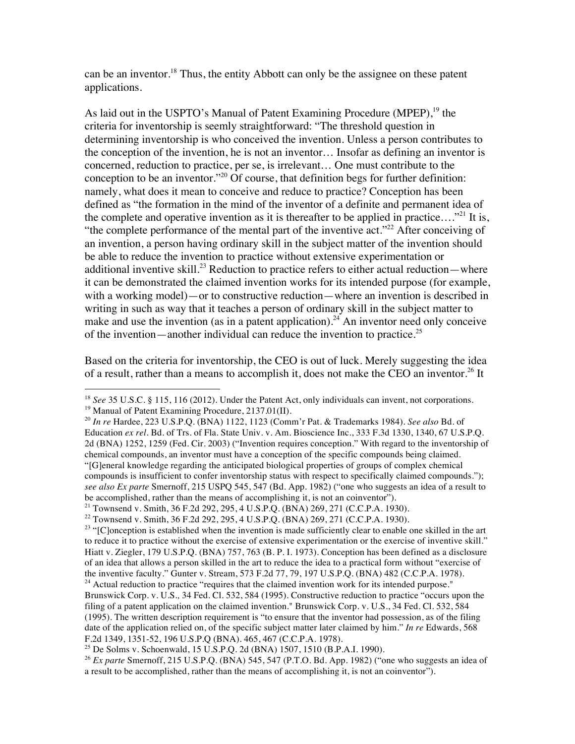can be an inventor.[18] Thus, the entity Abbott can only be the assignee on these patent applications.

As laid out in the USPTO's Manual of Patent Examining Procedure (MPEP),[19] the criteria for inventorship is seemly straightforward: "The threshold question in determining inventorship is who conceived the invention. Unless a person contributes to the conception of the invention, he is not an inventor… Insofar as defining an inventor is concerned, reduction to practice, per se, is irrelevant… One must contribute to the conception to be an inventor."[20] Of course, that definition begs for further definition: namely, what does it mean to conceive and reduce to practice? Conception has been defined as "the formation in the mind of the inventor of a definite and permanent idea of the complete and operative invention as it is thereafter to be applied in practice…."[21] It is, "the complete performance of the mental part of the inventive act."[22] After conceiving of an invention, a person having ordinary skill in the subject matter of the invention should be able to reduce the invention to practice without extensive experimentation or additional inventive skill.[23] Reduction to practice refers to either actual reduction—where it can be demonstrated the claimed invention works for its intended purpose (for example, with a working model)—or to constructive reduction—where an invention is described in writing in such as way that it teaches a person of ordinary skill in the subject matter to make and use the invention (as in a patent application).[24] An inventor need only conceive of the invention—another individual can reduce the invention to practice.[25]

Based on the criteria for inventorship, the CEO is out of luck. Merely suggesting the idea of a result, rather than a means to accomplish it, does not make the CEO an inventor.[26] It

---

[18] *See* 35 U.S.C. § 115, 116 (2012). Under the Patent Act, only individuals can invent, not corporations.

[19] Manual of Patent Examining Procedure, 2137.01(II).

[20] *In re* Hardee, 223 U.S.P.Q. (BNA) 1122, 1123 (Comm'r Pat. & Trademarks 1984). *See also* Bd. of Education *ex rel*. Bd. of Trs. of Fla. State Univ. v. Am. Bioscience Inc., 333 F.3d 1330, 1340, 67 U.S.P.Q. 2d (BNA) 1252, 1259 (Fed. Cir. 2003) ("Invention requires conception." With regard to the inventorship of chemical compounds, an inventor must have a conception of the specific compounds being claimed. "[G]eneral knowledge regarding the anticipated biological properties of groups of complex chemical compounds is insufficient to confer inventorship status with respect to specifically claimed compounds."); *see also Ex parte* Smernoff, 215 USPQ 545, 547 (Bd. App. 1982) ("one who suggests an idea of a result to be accomplished, rather than the means of accomplishing it, is not an coinventor").

[21] Townsend v. Smith, 36 F.2d 292, 295, 4 U.S.P.Q. (BNA) 269, 271 (C.C.P.A. 1930).

[22] Townsend v. Smith, 36 F.2d 292, 295, 4 U.S.P.Q. (BNA) 269, 271 (C.C.P.A. 1930).

[23] "[C]onception is established when the invention is made sufficiently clear to enable one skilled in the art to reduce it to practice without the exercise of extensive experimentation or the exercise of inventive skill." Hiatt v. Ziegler, 179 U.S.P.Q. (BNA) 757, 763 (B. P. I. 1973). Conception has been defined as a disclosure of an idea that allows a person skilled in the art to reduce the idea to a practical form without "exercise of the inventive faculty." Gunter v. Stream, 573 F.2d 77, 79, 197 U.S.P.Q. (BNA) 482 (C.C.P.A. 1978).

[24] Actual reduction to practice "requires that the claimed invention work for its intended purpose." Brunswick Corp. v. U.S., 34 Fed. Cl. 532, 584 (1995). Constructive reduction to practice "occurs upon the filing of a patent application on the claimed invention." Brunswick Corp. v. U.S., 34 Fed. Cl. 532, 584 (1995). The written description requirement is "to ensure that the inventor had possession, as of the filing date of the application relied on, of the specific subject matter later claimed by him." *In re* Edwards, 568 F.2d 1349, 1351-52, 196 U.S.P.Q (BNA). 465, 467 (C.C.P.A. 1978).

[25] De Solms v. Schoenwald, 15 U.S.P.Q. 2d (BNA) 1507, 1510 (B.P.A.I. 1990).

[26] *Ex parte* Smernoff, 215 U.S.P.Q. (BNA) 545, 547 (P.T.O. Bd. App. 1982) ("one who suggests an idea of a result to be accomplished, rather than the means of accomplishing it, is not an coinventor").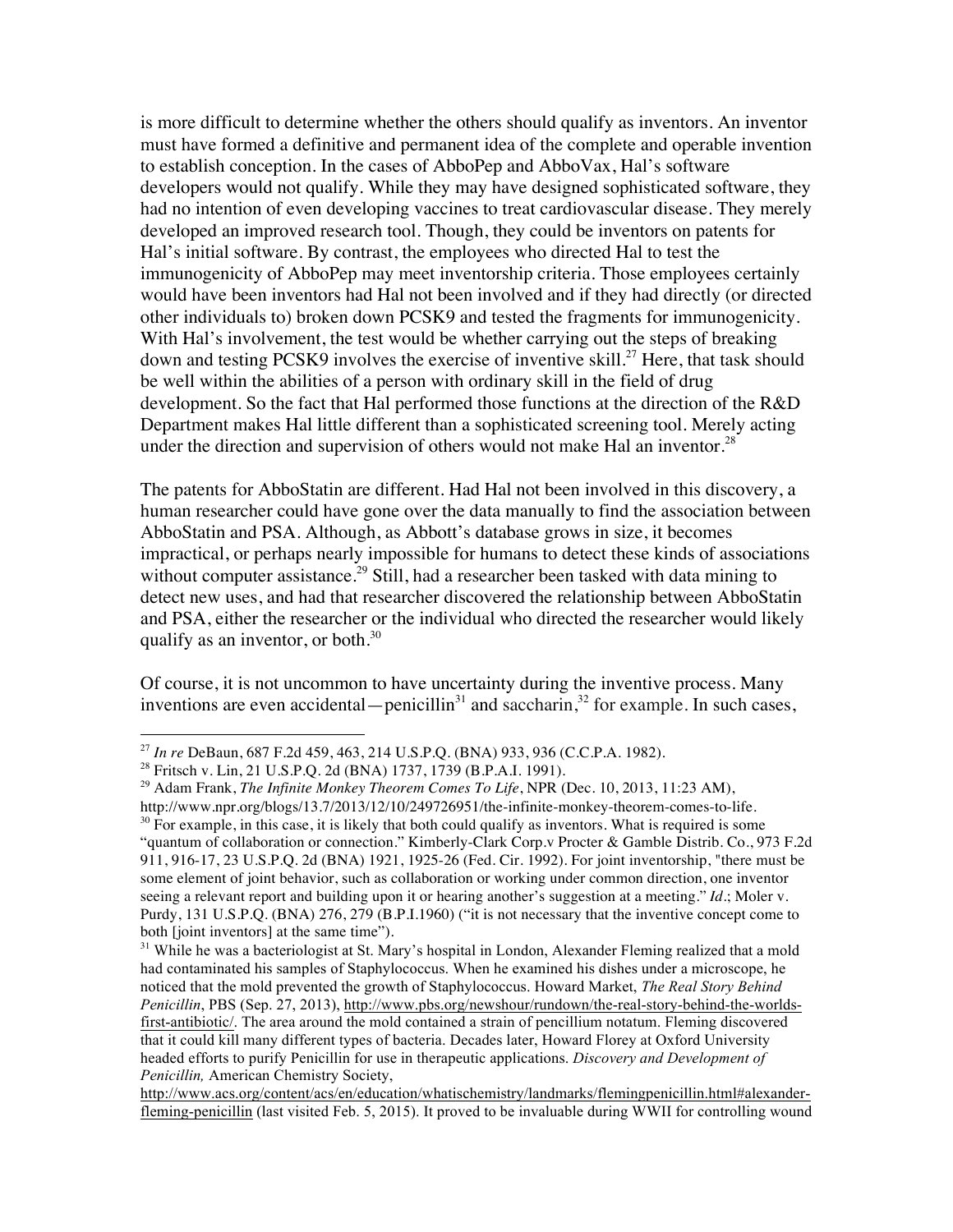is more difficult to determine whether the others should qualify as inventors. An inventor must have formed a definitive and permanent idea of the complete and operable invention to establish conception. In the cases of AbboPep and AbboVax, Hal's software developers would not qualify. While they may have designed sophisticated software, they had no intention of even developing vaccines to treat cardiovascular disease. They merely developed an improved research tool. Though, they could be inventors on patents for Hal's initial software. By contrast, the employees who directed Hal to test the immunogenicity of AbboPep may meet inventorship criteria. Those employees certainly would have been inventors had Hal not been involved and if they had directly (or directed other individuals to) broken down PCSK9 and tested the fragments for immunogenicity. With Hal's involvement, the test would be whether carrying out the steps of breaking down and testing PCSK9 involves the exercise of inventive skill.[27] Here, that task should be well within the abilities of a person with ordinary skill in the field of drug development. So the fact that Hal performed those functions at the direction of the R&D Department makes Hal little different than a sophisticated screening tool. Merely acting under the direction and supervision of others would not make Hal an inventor.[28]

The patents for AbboStatin are different. Had Hal not been involved in this discovery, a human researcher could have gone over the data manually to find the association between AbboStatin and PSA. Although, as Abbott's database grows in size, it becomes impractical, or perhaps nearly impossible for humans to detect these kinds of associations without computer assistance.[29] Still, had a researcher been tasked with data mining to detect new uses, and had that researcher discovered the relationship between AbboStatin and PSA, either the researcher or the individual who directed the researcher would likely qualify as an inventor, or both.[30]

Of course, it is not uncommon to have uncertainty during the inventive process. Many inventions are even accidental—penicillin[31] and saccharin,[32] for example. In such cases,

---

[27] *In re* DeBaun, 687 F.2d 459, 463, 214 U.S.P.Q. (BNA) 933, 936 (C.C.P.A. 1982).

[28] Fritsch v. Lin, 21 U.S.P.Q. 2d (BNA) 1737, 1739 (B.P.A.I. 1991).

[29] Adam Frank, *The Infinite Monkey Theorem Comes To Life*, NPR (Dec. 10, 2013, 11:23 AM), http://www.npr.org/blogs/13.7/2013/12/10/249726951/the-infinite-monkey-theorem-comes-to-life.

[30] For example, in this case, it is likely that both could qualify as inventors. What is required is some "quantum of collaboration or connection." Kimberly-Clark Corp.v Procter & Gamble Distrib. Co., 973 F.2d 911, 916-17, 23 U.S.P.Q. 2d (BNA) 1921, 1925-26 (Fed. Cir. 1992). For joint inventorship, "there must be some element of joint behavior, such as collaboration or working under common direction, one inventor seeing a relevant report and building upon it or hearing another's suggestion at a meeting." *Id*.; Moler v. Purdy, 131 U.S.P.Q. (BNA) 276, 279 (B.P.I.1960) ("it is not necessary that the inventive concept come to both [joint inventors] at the same time").

[31] While he was a bacteriologist at St. Mary's hospital in London, Alexander Fleming realized that a mold had contaminated his samples of Staphylococcus. When he examined his dishes under a microscope, he noticed that the mold prevented the growth of Staphylococcus. Howard Market, *The Real Story Behind Penicillin*, PBS (Sep. 27, 2013), http://www.pbs.org/newshour/rundown/the-real-story-behind-the-worlds-first-antibiotic/. The area around the mold contained a strain of pencillium notatum. Fleming discovered that it could kill many different types of bacteria. Decades later, Howard Florey at Oxford University headed efforts to purify Penicillin for use in therapeutic applications. *Discovery and Development of Penicillin,* American Chemistry Society, http://www.acs.org/content/acs/en/education/whatischemistry/landmarks/flemingpenicillin.html#alexander-fleming-penicillin (last visited Feb. 5, 2015). It proved to be invaluable during WWII for controlling wound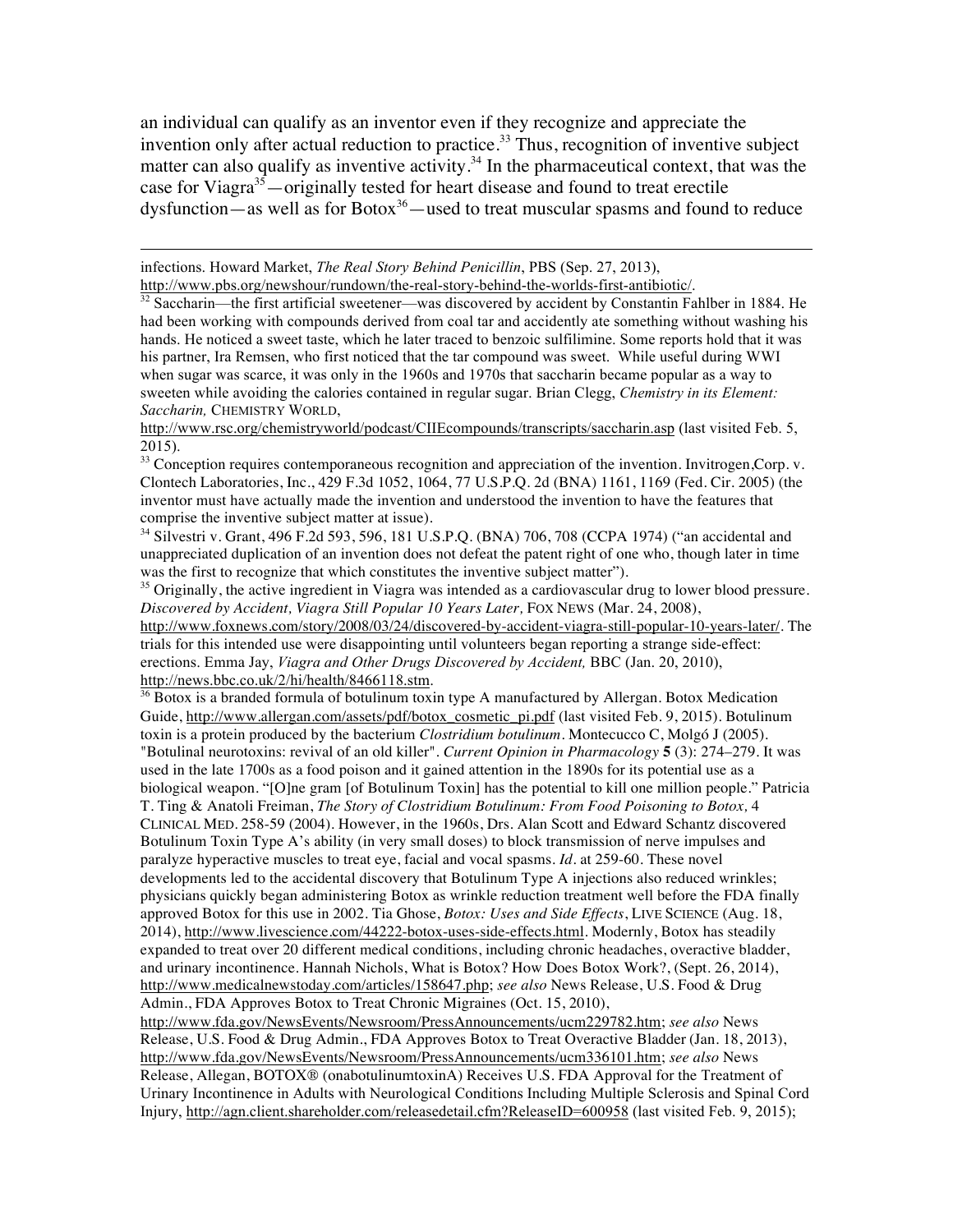an individual can qualify as an inventor even if they recognize and appreciate the invention only after actual reduction to practice.[33] Thus, recognition of inventive subject matter can also qualify as inventive activity.[34] In the pharmaceutical context, that was the case for Viagra[35]—originally tested for heart disease and found to treat erectile dysfunction—as well as for Botox[36]—used to treat muscular spasms and found to reduce

---

infections. Howard Market, *The Real Story Behind Penicillin*, PBS (Sep. 27, 2013), http://www.pbs.org/newshour/rundown/the-real-story-behind-the-worlds-first-antibiotic/.

[32] Saccharin—the first artificial sweetener—was discovered by accident by Constantin Fahlber in 1884. He had been working with compounds derived from coal tar and accidently ate something without washing his hands. He noticed a sweet taste, which he later traced to benzoic sulfilimine. Some reports hold that it was his partner, Ira Remsen, who first noticed that the tar compound was sweet. While useful during WWI when sugar was scarce, it was only in the 1960s and 1970s that saccharin became popular as a way to sweeten while avoiding the calories contained in regular sugar. Brian Clegg, *Chemistry in its Element: Saccharin,* CHEMISTRY WORLD, http://www.rsc.org/chemistryworld/podcast/CIIEcompounds/transcripts/saccharin.asp (last visited Feb. 5, 2015).

[33] Conception requires contemporaneous recognition and appreciation of the invention. Invitrogen,Corp. v. Clontech Laboratories, Inc., 429 F.3d 1052, 1064, 77 U.S.P.Q. 2d (BNA) 1161, 1169 (Fed. Cir. 2005) (the inventor must have actually made the invention and understood the invention to have the features that comprise the inventive subject matter at issue).

[34] Silvestri v. Grant, 496 F.2d 593, 596, 181 U.S.P.Q. (BNA) 706, 708 (CCPA 1974) ("an accidental and unappreciated duplication of an invention does not defeat the patent right of one who, though later in time was the first to recognize that which constitutes the inventive subject matter").

[35] Originally, the active ingredient in Viagra was intended as a cardiovascular drug to lower blood pressure. *Discovered by Accident, Viagra Still Popular 10 Years Later,* FOX NEWS (Mar. 24, 2008), http://www.foxnews.com/story/2008/03/24/discovered-by-accident-viagra-still-popular-10-years-later/. The trials for this intended use were disappointing until volunteers began reporting a strange side-effect: erections. Emma Jay, *Viagra and Other Drugs Discovered by Accident,* BBC (Jan. 20, 2010), http://news.bbc.co.uk/2/hi/health/8466118.stm.

[36] Botox is a branded formula of botulinum toxin type A manufactured by Allergan. Botox Medication Guide, http://www.allergan.com/assets/pdf/botox_cosmetic_pi.pdf (last visited Feb. 9, 2015). Botulinum toxin is a protein produced by the bacterium *Clostridium botulinum*. Montecucco C, Molgó J (2005). "Botulinal neurotoxins: revival of an old killer". *Current Opinion in Pharmacology* **5** (3): 274–279. It was used in the late 1700s as a food poison and it gained attention in the 1890s for its potential use as a biological weapon. "[O]ne gram [of Botulinum Toxin] has the potential to kill one million people." Patricia T. Ting & Anatoli Freiman, *The Story of Clostridium Botulinum: From Food Poisoning to Botox,* 4 CLINICAL MED. 258-59 (2004). However, in the 1960s, Drs. Alan Scott and Edward Schantz discovered Botulinum Toxin Type A's ability (in very small doses) to block transmission of nerve impulses and paralyze hyperactive muscles to treat eye, facial and vocal spasms. *Id*. at 259-60. These novel developments led to the accidental discovery that Botulinum Type A injections also reduced wrinkles; physicians quickly began administering Botox as wrinkle reduction treatment well before the FDA finally approved Botox for this use in 2002. Tia Ghose, *Botox: Uses and Side Effects*, LIVE SCIENCE (Aug. 18, 2014), http://www.livescience.com/44222-botox-uses-side-effects.html. Modernly, Botox has steadily expanded to treat over 20 different medical conditions, including chronic headaches, overactive bladder, and urinary incontinence. Hannah Nichols, What is Botox? How Does Botox Work?, (Sept. 26, 2014), http://www.medicalnewstoday.com/articles/158647.php; *see also* News Release, U.S. Food & Drug Admin., FDA Approves Botox to Treat Chronic Migraines (Oct. 15, 2010), http://www.fda.gov/NewsEvents/Newsroom/PressAnnouncements/ucm229782.htm; *see also* News Release, U.S. Food & Drug Admin., FDA Approves Botox to Treat Overactive Bladder (Jan. 18, 2013), http://www.fda.gov/NewsEvents/Newsroom/PressAnnouncements/ucm336101.htm; *see also* News Release, Allegan, BOTOX® (onabotulinumtoxinA) Receives U.S. FDA Approval for the Treatment of Urinary Incontinence in Adults with Neurological Conditions Including Multiple Sclerosis and Spinal Cord Injury, http://agn.client.shareholder.com/releasedetail.cfm?ReleaseID=600958 (last visited Feb. 9, 2015);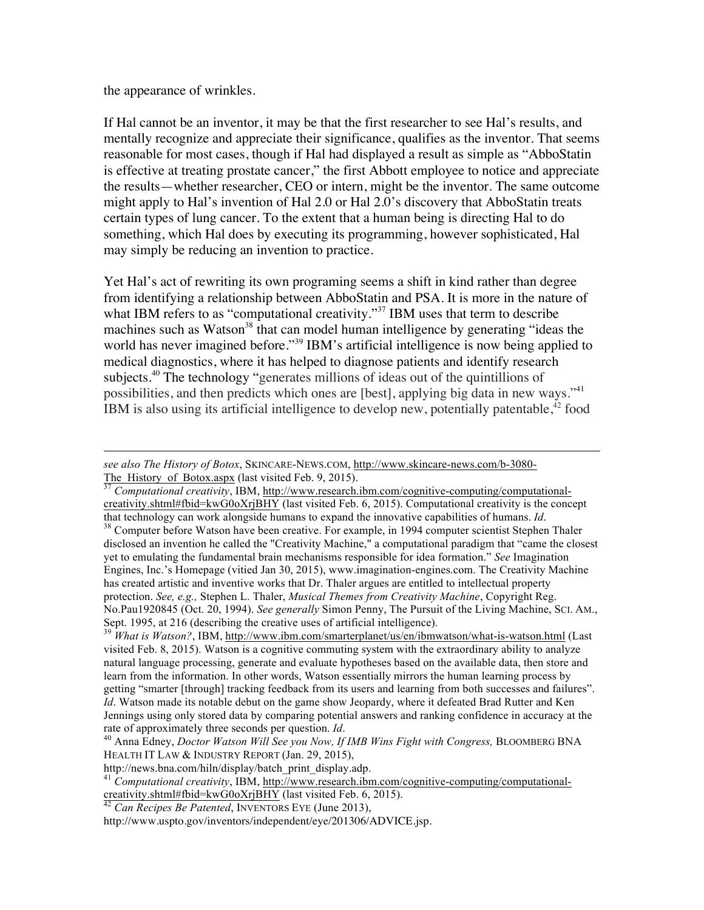the appearance of wrinkles.

If Hal cannot be an inventor, it may be that the first researcher to see Hal's results, and mentally recognize and appreciate their significance, qualifies as the inventor. That seems reasonable for most cases, though if Hal had displayed a result as simple as "AbboStatin is effective at treating prostate cancer," the first Abbott employee to notice and appreciate the results—whether researcher, CEO or intern, might be the inventor. The same outcome might apply to Hal's invention of Hal 2.0 or Hal 2.0's discovery that AbboStatin treats certain types of lung cancer. To the extent that a human being is directing Hal to do something, which Hal does by executing its programming, however sophisticated, Hal may simply be reducing an invention to practice.

Yet Hal's act of rewriting its own programing seems a shift in kind rather than degree from identifying a relationship between AbboStatin and PSA. It is more in the nature of what IBM refers to as "computational creativity."[37] IBM uses that term to describe machines such as Watson[38] that can model human intelligence by generating "ideas the world has never imagined before."[39] IBM's artificial intelligence is now being applied to medical diagnostics, where it has helped to diagnose patients and identify research subjects.[40] The technology "generates millions of ideas out of the quintillions of possibilities, and then predicts which ones are [best], applying big data in new ways."[41] IBM is also using its artificial intelligence to develop new, potentially patentable,[42] food

---

*see also The History of Botox*, SKINCARE-NEWS.COM, http://www.skincare-news.com/b-3080-The_History_of_Botox.aspx (last visited Feb. 9, 2015).

[37] *Computational creativity*, IBM, http://www.research.ibm.com/cognitive-computing/computational-creativity.shtml#fbid=kwG0oXrjBHY (last visited Feb. 6, 2015). Computational creativity is the concept that technology can work alongside humans to expand the innovative capabilities of humans. *Id*.

[38] Computer before Watson have been creative. For example, in 1994 computer scientist Stephen Thaler disclosed an invention he called the "Creativity Machine," a computational paradigm that "came the closest yet to emulating the fundamental brain mechanisms responsible for idea formation." *See* Imagination Engines, Inc.'s Homepage (vitied Jan 30, 2015), www.imagination-engines.com. The Creativity Machine has created artistic and inventive works that Dr. Thaler argues are entitled to intellectual property protection. *See, e.g.,* Stephen L. Thaler, *Musical Themes from Creativity Machine*, Copyright Reg. No.Pau1920845 (Oct. 20, 1994). *See generally* Simon Penny, The Pursuit of the Living Machine, SCI. AM., Sept. 1995, at 216 (describing the creative uses of artificial intelligence).

[39] *What is Watson?*, IBM, http://www.ibm.com/smarterplanet/us/en/ibmwatson/what-is-watson.html (Last visited Feb. 8, 2015). Watson is a cognitive commuting system with the extraordinary ability to analyze natural language processing, generate and evaluate hypotheses based on the available data, then store and learn from the information. In other words, Watson essentially mirrors the human learning process by getting "smarter [through] tracking feedback from its users and learning from both successes and failures". *Id*. Watson made its notable debut on the game show Jeopardy, where it defeated Brad Rutter and Ken Jennings using only stored data by comparing potential answers and ranking confidence in accuracy at the rate of approximately three seconds per question. *Id*.

[40] Anna Edney, *Doctor Watson Will See you Now, If IMB Wins Fight with Congress,* BLOOMBERG BNA HEALTH IT LAW & INDUSTRY REPORT (Jan. 29, 2015), http://news.bna.com/hiln/display/batch_print_display.adp.

[41] *Computational creativity*, IBM, http://www.research.ibm.com/cognitive-computing/computational-creativity.shtml#fbid=kwG0oXrjBHY (last visited Feb. 6, 2015).

[42] *Can Recipes Be Patented*, INVENTORS EYE (June 2013), http://www.uspto.gov/inventors/independent/eye/201306/ADVICE.jsp.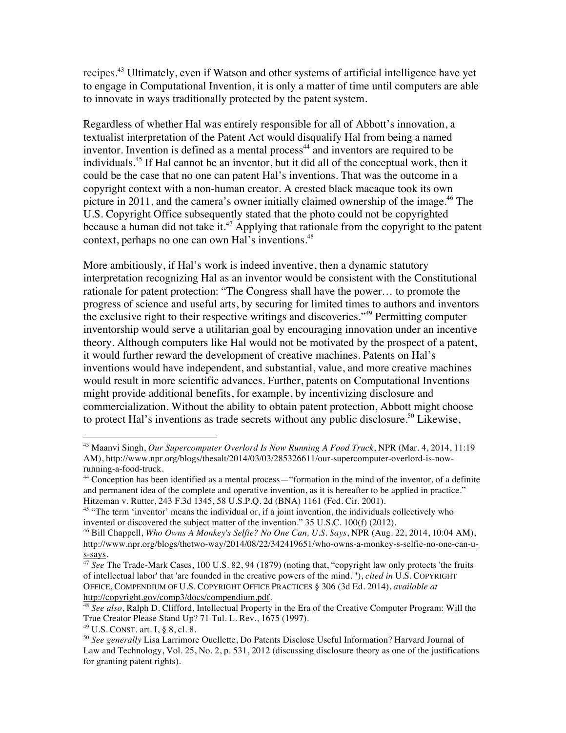recipes.[43] Ultimately, even if Watson and other systems of artificial intelligence have yet to engage in Computational Invention, it is only a matter of time until computers are able to innovate in ways traditionally protected by the patent system.

Regardless of whether Hal was entirely responsible for all of Abbott's innovation, a textualist interpretation of the Patent Act would disqualify Hal from being a named inventor. Invention is defined as a mental process[44] and inventors are required to be individuals.[45] If Hal cannot be an inventor, but it did all of the conceptual work, then it could be the case that no one can patent Hal's inventions. That was the outcome in a copyright context with a non-human creator. A crested black macaque took its own picture in 2011, and the camera's owner initially claimed ownership of the image.[46] The U.S. Copyright Office subsequently stated that the photo could not be copyrighted because a human did not take it.[47] Applying that rationale from the copyright to the patent context, perhaps no one can own Hal's inventions.[48]

More ambitiously, if Hal's work is indeed inventive, then a dynamic statutory interpretation recognizing Hal as an inventor would be consistent with the Constitutional rationale for patent protection: "The Congress shall have the power… to promote the progress of science and useful arts, by securing for limited times to authors and inventors the exclusive right to their respective writings and discoveries."[49] Permitting computer inventorship would serve a utilitarian goal by encouraging innovation under an incentive theory. Although computers like Hal would not be motivated by the prospect of a patent, it would further reward the development of creative machines. Patents on Hal's inventions would have independent, and substantial, value, and more creative machines would result in more scientific advances. Further, patents on Computational Inventions might provide additional benefits, for example, by incentivizing disclosure and commercialization. Without the ability to obtain patent protection, Abbott might choose to protect Hal's inventions as trade secrets without any public disclosure.[50] Likewise,

---

[43] Maanvi Singh, *Our Supercomputer Overlord Is Now Running A Food Truck*, NPR (Mar. 4, 2014, 11:19 AM), http://www.npr.org/blogs/thesalt/2014/03/03/285326611/our-supercomputer-overlord-is-now-running-a-food-truck.

[44] Conception has been identified as a mental process—"formation in the mind of the inventor, of a definite and permanent idea of the complete and operative invention, as it is hereafter to be applied in practice." Hitzeman v. Rutter, 243 F.3d 1345, 58 U.S.P.Q. 2d (BNA) 1161 (Fed. Cir. 2001).

[45] "The term 'inventor' means the individual or, if a joint invention, the individuals collectively who invented or discovered the subject matter of the invention." 35 U.S.C. 100(f) (2012).

[46] Bill Chappell, *Who Owns A Monkey's Selfie? No One Can, U.S. Says*, NPR (Aug. 22, 2014, 10:04 AM), http://www.npr.org/blogs/thetwo-way/2014/08/22/342419651/who-owns-a-monkey-s-selfie-no-one-can-u-s-says.

[47] *See* The Trade-Mark Cases, 100 U.S. 82, 94 (1879) (noting that, "copyright law only protects 'the fruits of intellectual labor' that 'are founded in the creative powers of the mind.'"), *cited in* U.S. COPYRIGHT OFFICE, COMPENDIUM OF U.S. COPYRIGHT OFFICE PRACTICES § 306 (3d Ed. 2014), *available at* http://copyright.gov/comp3/docs/compendium.pdf.

[48] *See also*, Ralph D. Clifford, Intellectual Property in the Era of the Creative Computer Program: Will the True Creator Please Stand Up? 71 Tul. L. Rev., 1675 (1997).

[49] U.S. CONST. art. I, § 8, cl. 8.

[50] *See generally* Lisa Larrimore Ouellette, Do Patents Disclose Useful Information? Harvard Journal of Law and Technology, Vol. 25, No. 2, p. 531, 2012 (discussing disclosure theory as one of the justifications for granting patent rights).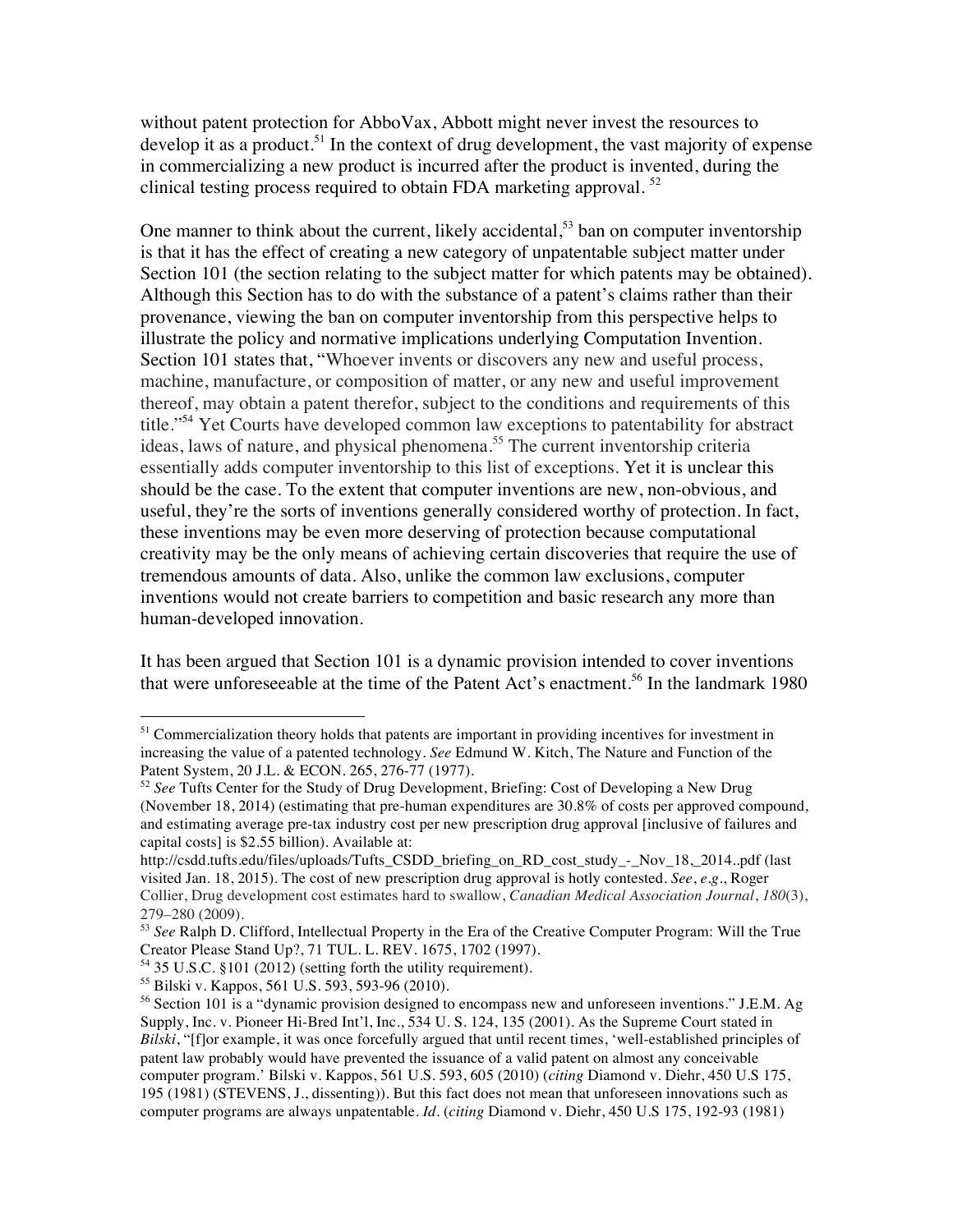without patent protection for AbboVax, Abbott might never invest the resources to develop it as a product.[51] In the context of drug development, the vast majority of expense in commercializing a new product is incurred after the product is invented, during the clinical testing process required to obtain FDA marketing approval. [52]

One manner to think about the current, likely accidental,[53] ban on computer inventorship is that it has the effect of creating a new category of unpatentable subject matter under Section 101 (the section relating to the subject matter for which patents may be obtained). Although this Section has to do with the substance of a patent's claims rather than their provenance, viewing the ban on computer inventorship from this perspective helps to illustrate the policy and normative implications underlying Computation Invention. Section 101 states that, "Whoever invents or discovers any new and useful process, machine, manufacture, or composition of matter, or any new and useful improvement thereof, may obtain a patent therefor, subject to the conditions and requirements of this title."[54] Yet Courts have developed common law exceptions to patentability for abstract ideas, laws of nature, and physical phenomena.[55] The current inventorship criteria essentially adds computer inventorship to this list of exceptions. Yet it is unclear this should be the case. To the extent that computer inventions are new, non-obvious, and useful, they're the sorts of inventions generally considered worthy of protection. In fact, these inventions may be even more deserving of protection because computational creativity may be the only means of achieving certain discoveries that require the use of tremendous amounts of data. Also, unlike the common law exclusions, computer inventions would not create barriers to competition and basic research any more than human-developed innovation.

It has been argued that Section 101 is a dynamic provision intended to cover inventions that were unforeseeable at the time of the Patent Act's enactment.[56] In the landmark 1980

---

[51] Commercialization theory holds that patents are important in providing incentives for investment in increasing the value of a patented technology. *See* Edmund W. Kitch, The Nature and Function of the Patent System, 20 J.L. & ECON. 265, 276-77 (1977).

[52] *See* Tufts Center for the Study of Drug Development, Briefing: Cost of Developing a New Drug (November 18, 2014) (estimating that pre-human expenditures are 30.8% of costs per approved compound, and estimating average pre-tax industry cost per new prescription drug approval [inclusive of failures and capital costs] is $2.55 billion). Available at: http://csdd.tufts.edu/files/uploads/Tufts_CSDD_briefing_on_RD_cost_study_-_Nov_18,_2014..pdf (last visited Jan. 18, 2015). The cost of new prescription drug approval is hotly contested. *See*, *e.g.*, Roger Collier, Drug development cost estimates hard to swallow, *Canadian Medical Association Journal*, *180*(3), 279–280 (2009).

[53] *See* Ralph D. Clifford, Intellectual Property in the Era of the Creative Computer Program: Will the True Creator Please Stand Up?, 71 TUL. L. REV. 1675, 1702 (1997).

[54] 35 U.S.C. §101 (2012) (setting forth the utility requirement).

[55] Bilski v. Kappos, 561 U.S. 593, 593-96 (2010).

[56] Section 101 is a "dynamic provision designed to encompass new and unforeseen inventions." J.E.M. Ag Supply, Inc. v. Pioneer Hi-Bred Int'l, Inc., 534 U. S. 124, 135 (2001). As the Supreme Court stated in *Bilski*, "[f]or example, it was once forcefully argued that until recent times, 'well-established principles of patent law probably would have prevented the issuance of a valid patent on almost any conceivable computer program.' Bilski v. Kappos, 561 U.S. 593, 605 (2010) (*citing* Diamond v. Diehr, 450 U.S 175, 195 (1981) (STEVENS, J., dissenting)). But this fact does not mean that unforeseen innovations such as computer programs are always unpatentable. *Id*. (*citing* Diamond v. Diehr, 450 U.S 175, 192-93 (1981)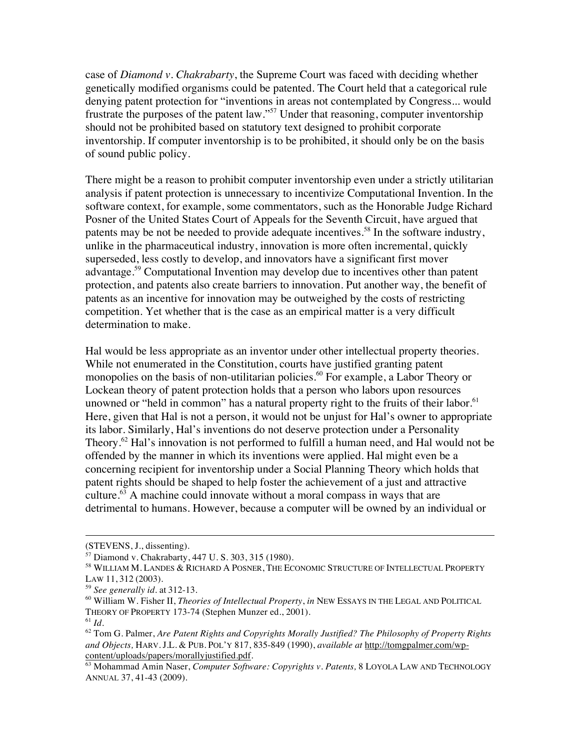case of *Diamond v. Chakrabarty*, the Supreme Court was faced with deciding whether genetically modified organisms could be patented. The Court held that a categorical rule denying patent protection for "inventions in areas not contemplated by Congress... would frustrate the purposes of the patent law."[57] Under that reasoning, computer inventorship should not be prohibited based on statutory text designed to prohibit corporate inventorship. If computer inventorship is to be prohibited, it should only be on the basis of sound public policy.

There might be a reason to prohibit computer inventorship even under a strictly utilitarian analysis if patent protection is unnecessary to incentivize Computational Invention. In the software context, for example, some commentators, such as the Honorable Judge Richard Posner of the United States Court of Appeals for the Seventh Circuit, have argued that patents may be not be needed to provide adequate incentives.[58] In the software industry, unlike in the pharmaceutical industry, innovation is more often incremental, quickly superseded, less costly to develop, and innovators have a significant first mover advantage.[59] Computational Invention may develop due to incentives other than patent protection, and patents also create barriers to innovation. Put another way, the benefit of patents as an incentive for innovation may be outweighed by the costs of restricting competition. Yet whether that is the case as an empirical matter is a very difficult determination to make.

Hal would be less appropriate as an inventor under other intellectual property theories. While not enumerated in the Constitution, courts have justified granting patent monopolies on the basis of non-utilitarian policies.[60] For example, a Labor Theory or Lockean theory of patent protection holds that a person who labors upon resources unowned or "held in common" has a natural property right to the fruits of their labor.[61] Here, given that Hal is not a person, it would not be unjust for Hal's owner to appropriate its labor. Similarly, Hal's inventions do not deserve protection under a Personality Theory.[62] Hal's innovation is not performed to fulfill a human need, and Hal would not be offended by the manner in which its inventions were applied. Hal might even be a concerning recipient for inventorship under a Social Planning Theory which holds that patent rights should be shaped to help foster the achievement of a just and attractive culture.[63] A machine could innovate without a moral compass in ways that are detrimental to humans. However, because a computer will be owned by an individual or

---

(STEVENS, J., dissenting).

[57] Diamond v. Chakrabarty, 447 U. S. 303, 315 (1980).

[58] WILLIAM M. LANDES & RICHARD A POSNER, THE ECONOMIC STRUCTURE OF INTELLECTUAL PROPERTY LAW 11, 312 (2003).

[59] *See generally id.* at 312-13.

[60] William W. Fisher II, *Theories of Intellectual Property*, *in* NEW ESSAYS IN THE LEGAL AND POLITICAL THEORY OF PROPERTY 173-74 (Stephen Munzer ed., 2001).

[61] *Id.*

[62] Tom G. Palmer, *Are Patent Rights and Copyrights Morally Justified? The Philosophy of Property Rights and Objects,* HARV. J.L. & PUB. POL'Y 817, 835-849 (1990), *available at* http://tomgpalmer.com/wp-content/uploads/papers/morallyjustified.pdf.

[63] Mohammad Amin Naser, *Computer Software: Copyrights v. Patents,* 8 LOYOLA LAW AND TECHNOLOGY ANNUAL 37, 41-43 (2009).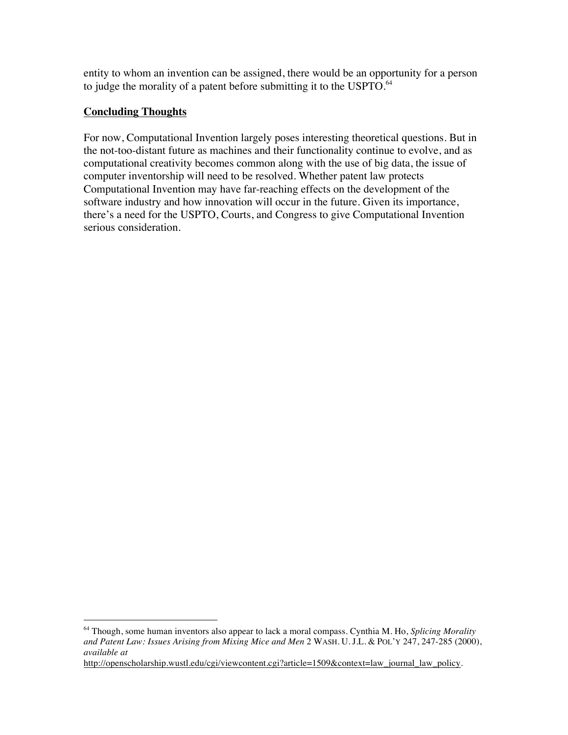entity to whom an invention can be assigned, there would be an opportunity for a person to judge the morality of a patent before submitting it to the USPTO.[64]

**Concluding Thoughts**

For now, Computational Invention largely poses interesting theoretical questions. But in the not-too-distant future as machines and their functionality continue to evolve, and as computational creativity becomes common along with the use of big data, the issue of computer inventorship will need to be resolved. Whether patent law protects Computational Invention may have far-reaching effects on the development of the software industry and how innovation will occur in the future. Given its importance, there's a need for the USPTO, Courts, and Congress to give Computational Invention serious consideration.

---

[64] Though, some human inventors also appear to lack a moral compass. Cynthia M. Ho, *Splicing Morality and Patent Law: Issues Arising from Mixing Mice and Men* 2 WASH. U. J.L. & POL'Y 247, 247-285 (2000), *available at* http://openscholarship.wustl.edu/cgi/viewcontent.cgi?article=1509&context=law_journal_law_policy.